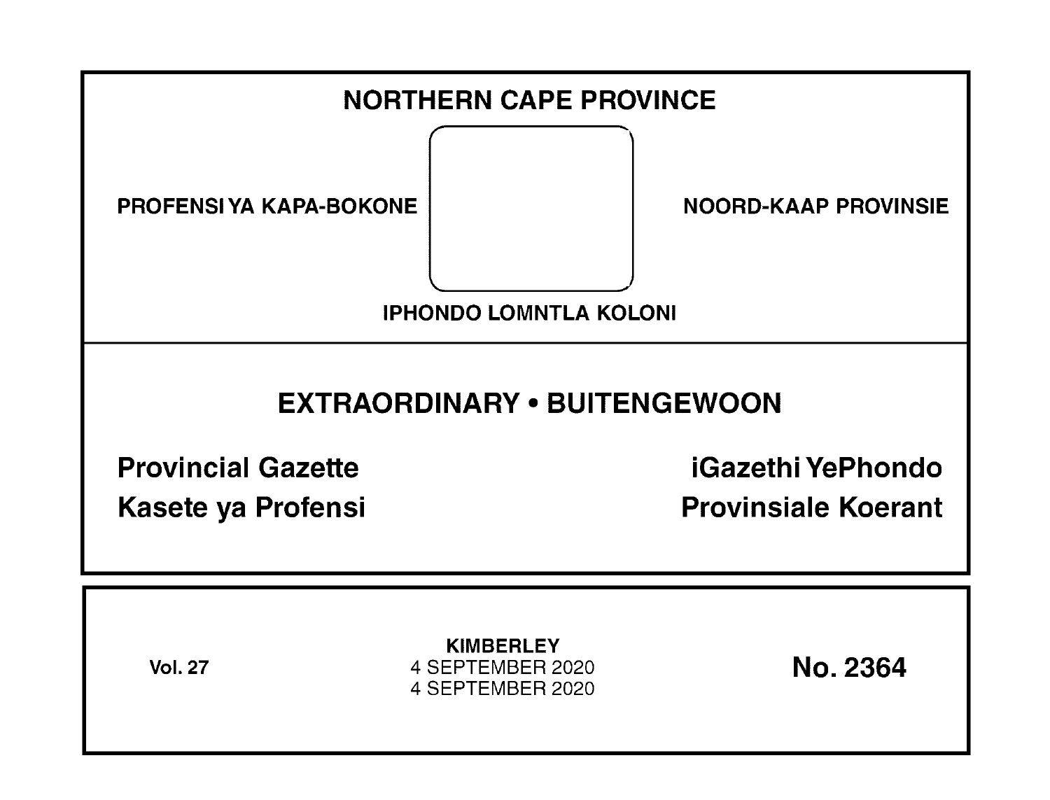# NORTHERN CAPE PROVINCE

PROFENSI YA KAPA-BOKONE

NOORD-KAAP PROVINSIE

IPHONDO LOMNTLA KOLONI

## EXTRAORDINARY • BUITENGEWOON

**Provincial Gazette**

**iGazethi YePhondo**

**Kasete ya Profensi**

**Provinsiale Koerant**

**Vol. 27**

**KIMBERLEY**
4 SEPTEMBER 2020
4 SEPTEMBER 2020

**No. 2364**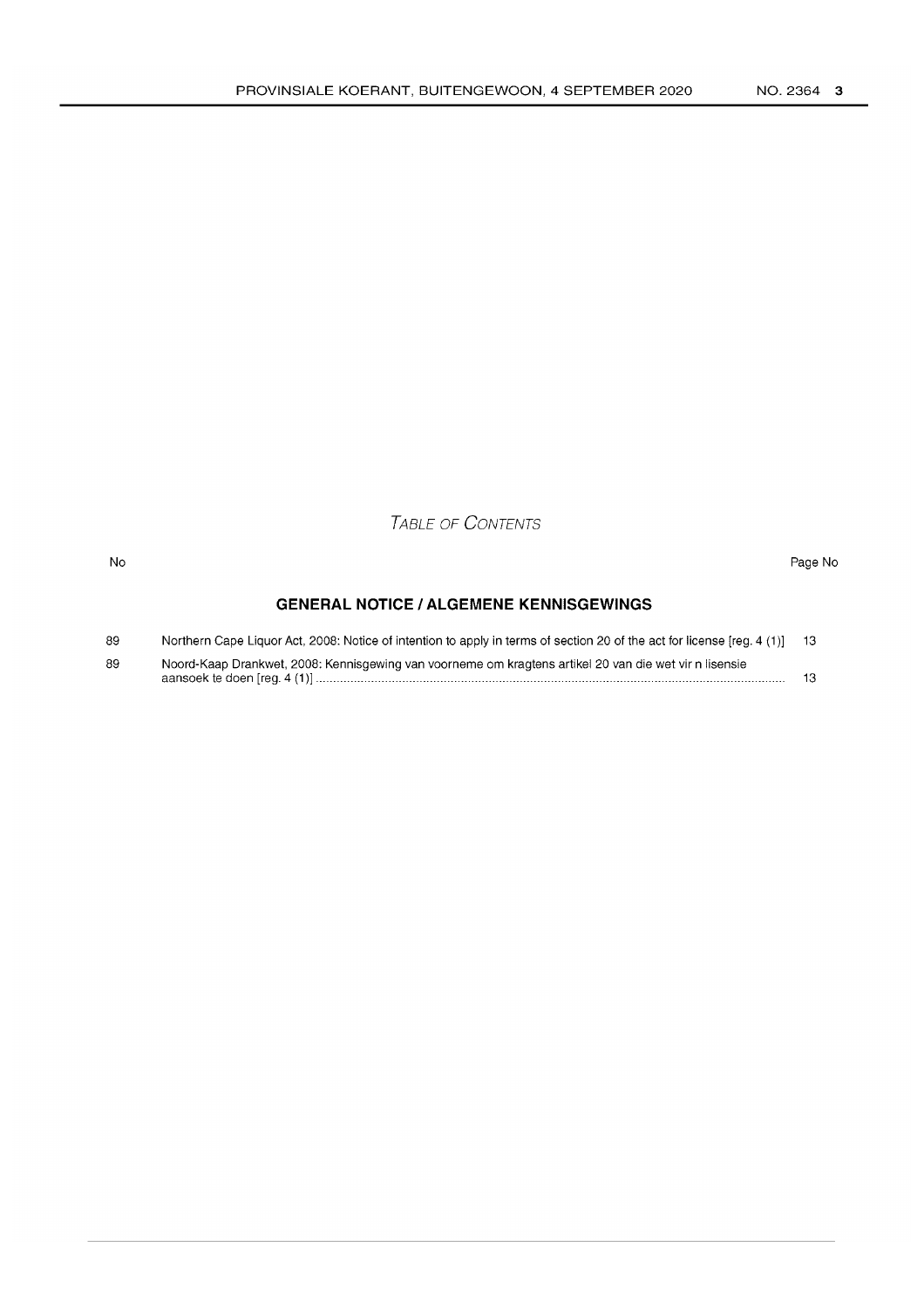# *Table of Contents*

| No | | Page No |
|---|---|---|
| | **GENERAL NOTICE / ALGEMENE KENNISGEWINGS** | |
| 89 | Northern Cape Liquor Act, 2008: Notice of intention to apply in terms of section 20 of the act for license [reg. 4 (1)] | 13 |
| 89 | Noord-Kaap Drankwet, 2008: Kennisgewing van voorneme om kragtens artikel 20 van die wet vir n lisensie aansoek te doen [reg. 4 (1)] | 13 |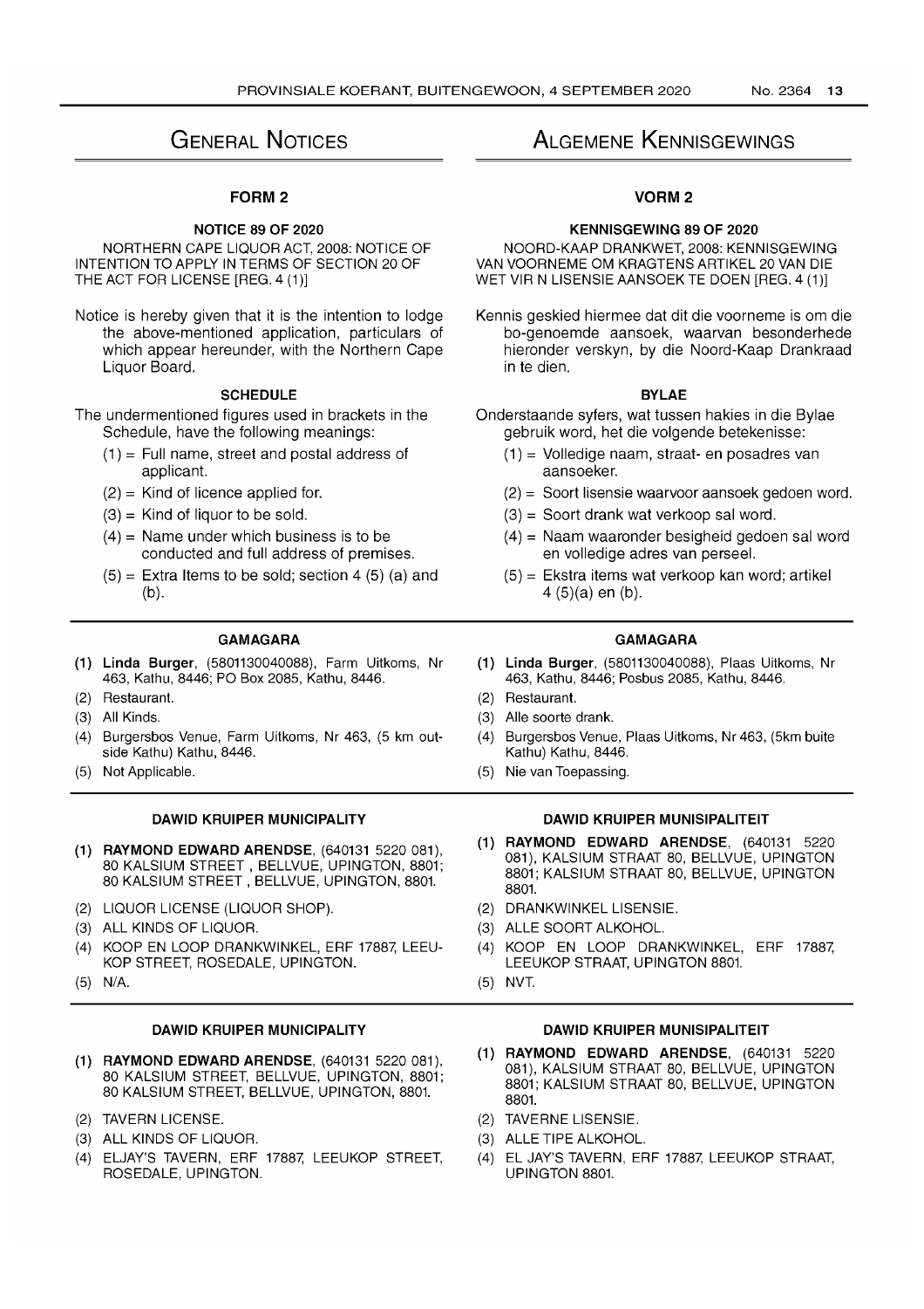# General Notices

## FORM 2

### NOTICE 89 OF 2020

NORTHERN CAPE LIQUOR ACT, 2008: NOTICE OF INTENTION TO APPLY IN TERMS OF SECTION 20 OF THE ACT FOR LICENSE [REG. 4 (1)]

Notice is hereby given that it is the intention to lodge the above-mentioned application, particulars of which appear hereunder, with the Northern Cape Liquor Board.

### SCHEDULE

The undermentioned figures used in brackets in the Schedule, have the following meanings:

(1) = Full name, street and postal address of applicant.

(2) = Kind of licence applied for.

(3) = Kind of liquor to be sold.

(4) = Name under which business is to be conducted and full address of premises.

(5) = Extra Items to be sold; section 4 (5) (a) and (b).

### GAMAGARA

**(1) Linda Burger**, (5801130040088), Farm Uitkoms, Nr 463, Kathu, 8446; PO Box 2085, Kathu, 8446.

(2) Restaurant.

(3) All Kinds.

(4) Burgersbos Venue, Farm Uitkoms, Nr 463, (5 km outside Kathu) Kathu, 8446.

(5) Not Applicable.

### DAWID KRUIPER MUNICIPALITY

**(1) RAYMOND EDWARD ARENDSE**, (640131 5220 081), 80 KALSIUM STREET , BELLVUE, UPINGTON, 8801; 80 KALSIUM STREET , BELLVUE, UPINGTON, 8801.

(2) LIQUOR LICENSE (LIQUOR SHOP).

(3) ALL KINDS OF LIQUOR.

(4) KOOP EN LOOP DRANKWINKEL, ERF 17887, LEEUKOP STREET, ROSEDALE, UPINGTON.

(5) N/A.

### DAWID KRUIPER MUNICIPALITY

**(1) RAYMOND EDWARD ARENDSE**, (640131 5220 081), 80 KALSIUM STREET, BELLVUE, UPINGTON, 8801; 80 KALSIUM STREET, BELLVUE, UPINGTON, 8801.

(2) TAVERN LICENSE.

(3) ALL KINDS OF LIQUOR.

(4) ELJAY'S TAVERN, ERF 17887, LEEUKOP STREET, ROSEDALE, UPINGTON.

# Algemene Kennisgewings

## VORM 2

### KENNISGEWING 89 OF 2020

NOORD-KAAP DRANKWET, 2008: KENNISGEWING VAN VOORNEME OM KRAGTENS ARTIKEL 20 VAN DIE WET VIR N LISENSIE AANSOEK TE DOEN [REG. 4 (1)]

Kennis geskied hiermee dat dit die voorneme is om die bo-genoemde aansoek, waarvan besonderhede hieronder verskyn, by die Noord-Kaap Drankraad in te dien.

### BYLAE

Onderstaande syfers, wat tussen hakies in die Bylae gebruik word, het die volgende betekenisse:

(1) = Volledige naam, straat- en posadres van aansoeker.

(2) = Soort lisensie waarvoor aansoek gedoen word.

(3) = Soort drank wat verkoop sal word.

(4) = Naam waaronder besigheid gedoen sal word en volledige adres van perseel.

(5) = Ekstra items wat verkoop kan word; artikel 4 (5)(a) en (b).

### GAMAGARA

**(1) Linda Burger**, (5801130040088), Plaas Uitkoms, Nr 463, Kathu, 8446; Posbus 2085, Kathu, 8446.

(2) Restaurant.

(3) Alle soorte drank.

(4) Burgersbos Venue, Plaas Uitkoms, Nr 463, (5km buite Kathu) Kathu, 8446.

(5) Nie van Toepassing.

### DAWID KRUIPER MUNISIPALITEIT

**(1) RAYMOND EDWARD ARENDSE**, (640131 5220 081), KALSIUM STRAAT 80, BELLVUE, UPINGTON 8801; KALSIUM STRAAT 80, BELLVUE, UPINGTON 8801.

(2) DRANKWINKEL LISENSIE.

(3) ALLE SOORT ALKOHOL.

(4) KOOP EN LOOP DRANKWINKEL, ERF 17887, LEEUKOP STRAAT, UPINGTON 8801.

(5) NVT.

### DAWID KRUIPER MUNISIPALITEIT

**(1) RAYMOND EDWARD ARENDSE**, (640131 5220 081), KALSIUM STRAAT 80, BELLVUE, UPINGTON 8801; KALSIUM STRAAT 80, BELLVUE, UPINGTON 8801.

(2) TAVERNE LISENSIE.

(3) ALLE TIPE ALKOHOL.

(4) EL JAY'S TAVERN, ERF 17887, LEEUKOP STRAAT, UPINGTON 8801.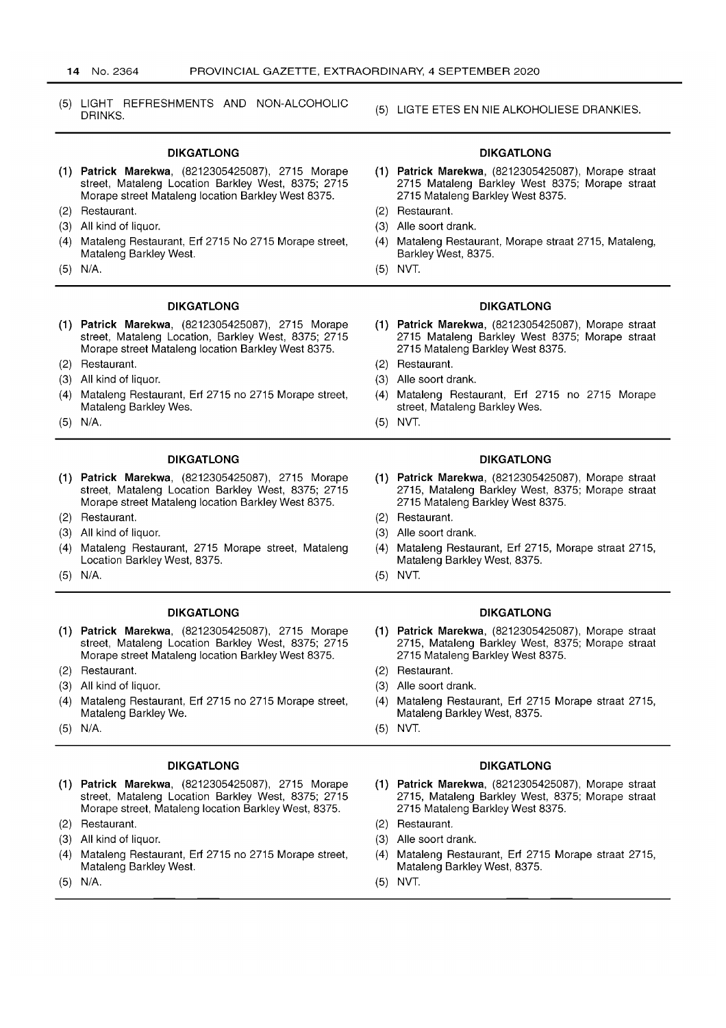(5) LIGHT REFRESHMENTS AND NON-ALCOHOLIC DRINKS.

(5) LIGTE ETES EN NIE ALKOHOLIESE DRANKIES.

---

**DIKGATLONG**

(1) **Patrick Marekwa**, (8212305425087), 2715 Morape street, Mataleng Location Barkley West, 8375; 2715 Morape street Mataleng location Barkley West 8375.
(2) Restaurant.
(3) All kind of liquor.
(4) Mataleng Restaurant, Erf 2715 No 2715 Morape street, Mataleng Barkley West.
(5) N/A.

**DIKGATLONG**

(1) **Patrick Marekwa**, (8212305425087), Morape straat 2715 Mataleng Barkley West 8375; Morape straat 2715 Mataleng Barkley West 8375.
(2) Restaurant.
(3) Alle soort drank.
(4) Mataleng Restaurant, Morape straat 2715, Mataleng, Barkley West, 8375.
(5) NVT.

---

**DIKGATLONG**

(1) **Patrick Marekwa**, (8212305425087), 2715 Morape street, Mataleng Location, Barkley West, 8375; 2715 Morape street Mataleng location Barkley West 8375.
(2) Restaurant.
(3) All kind of liquor.
(4) Mataleng Restaurant, Erf 2715 no 2715 Morape street, Mataleng Barkley Wes.
(5) N/A.

**DIKGATLONG**

(1) **Patrick Marekwa**, (8212305425087), Morape straat 2715 Mataleng Barkley West 8375; Morape straat 2715 Mataleng Barkley West 8375.
(2) Restaurant.
(3) Alle soort drank.
(4) Mataleng Restaurant, Erf 2715 no 2715 Morape street, Mataleng Barkley Wes.
(5) NVT.

---

**DIKGATLONG**

(1) **Patrick Marekwa**, (8212305425087), 2715 Morape street, Mataleng Location Barkley West, 8375; 2715 Morape street Mataleng location Barkley West 8375.
(2) Restaurant.
(3) All kind of liquor.
(4) Mataleng Restaurant, 2715 Morape street, Mataleng Location Barkley West, 8375.
(5) N/A.

**DIKGATLONG**

(1) **Patrick Marekwa**, (8212305425087), Morape straat 2715, Mataleng Barkley West, 8375; Morape straat 2715 Mataleng Barkley West 8375.
(2) Restaurant.
(3) Alle soort drank.
(4) Mataleng Restaurant, Erf 2715, Morape straat 2715, Mataleng Barkley West, 8375.
(5) NVT.

---

**DIKGATLONG**

(1) **Patrick Marekwa**, (8212305425087), 2715 Morape street, Mataleng Location Barkley West, 8375; 2715 Morape street Mataleng location Barkley West 8375.
(2) Restaurant.
(3) All kind of liquor.
(4) Mataleng Restaurant, Erf 2715 no 2715 Morape street, Mataleng Barkley We.
(5) N/A.

**DIKGATLONG**

(1) **Patrick Marekwa**, (8212305425087), Morape straat 2715, Mataleng Barkley West, 8375; Morape straat 2715 Mataleng Barkley West 8375.
(2) Restaurant.
(3) Alle soort drank.
(4) Mataleng Restaurant, Erf 2715 Morape straat 2715, Mataleng Barkley West, 8375.
(5) NVT.

---

**DIKGATLONG**

(1) **Patrick Marekwa**, (8212305425087), 2715 Morape street, Mataleng Location Barkley West, 8375; 2715 Morape street, Mataleng location Barkley West, 8375.
(2) Restaurant.
(3) All kind of liquor.
(4) Mataleng Restaurant, Erf 2715 no 2715 Morape street, Mataleng Barkley West.
(5) N/A.

**DIKGATLONG**

(1) **Patrick Marekwa**, (8212305425087), Morape straat 2715, Mataleng Barkley West, 8375; Morape straat 2715 Mataleng Barkley West 8375.
(2) Restaurant.
(3) Alle soort drank.
(4) Mataleng Restaurant, Erf 2715 Morape straat 2715, Mataleng Barkley West, 8375.
(5) NVT.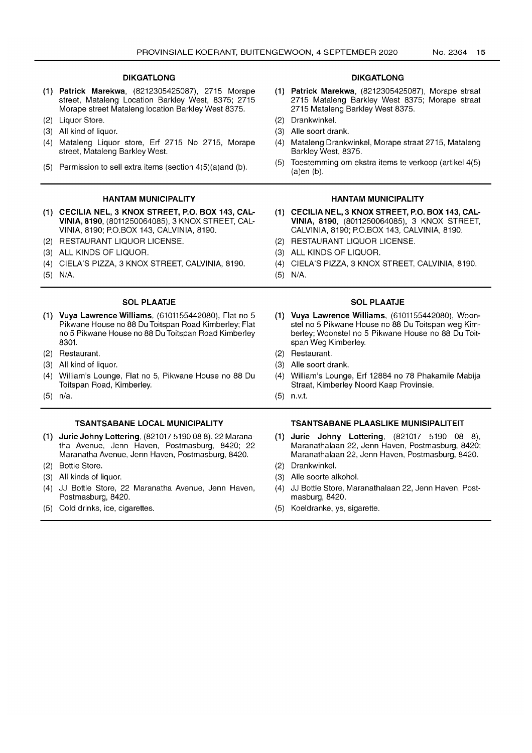## DIKGATLONG

**(1)** **Patrick Marekwa**, (8212305425087), 2715 Morape street, Mataleng Location Barkley West, 8375; 2715 Morape street Mataleng location Barkley West 8375.

(2) Liquor Store.

(3) All kind of liquor.

(4) Mataleng Liquor store, Erf 2715 No 2715, Morape street, Mataleng Barkley West.

(5) Permission to sell extra items (section 4(5)(a)and (b).

## DIKGATLONG

**(1)** **Patrick Marekwa**, (8212305425087), Morape straat 2715 Mataleng Barkley West 8375; Morape straat 2715 Mataleng Barkley West 8375.

(2) Drankwinkel.

(3) Alle soort drank.

(4) Mataleng Drankwinkel, Morape straat 2715, Mataleng Barkley West, 8375.

(5) Toestemming om ekstra items te verkoop (artikel 4(5)(a)en (b).

## HANTAM MUNICIPALITY

**(1)** **CECILIA NEL, 3 KNOX STREET, P.O. BOX 143, CALVINIA, 8190**, (8011250064085), 3 KNOX STREET, CALVINIA, 8190; P.O.BOX 143, CALVINIA, 8190.

(2) RESTAURANT LIQUOR LICENSE.

(3) ALL KINDS OF LIQUOR.

(4) CIELA'S PIZZA, 3 KNOX STREET, CALVINIA, 8190.

(5) N/A.

## HANTAM MUNICIPALITY

**(1)** **CECILIA NEL, 3 KNOX STREET, P.O. BOX 143, CALVINIA, 8190**, (8011250064085), 3 KNOX STREET, CALVINIA, 8190; P.O.BOX 143, CALVINIA, 8190.

(2) RESTAURANT LIQUOR LICENSE.

(3) ALL KINDS OF LIQUOR.

(4) CIELA'S PIZZA, 3 KNOX STREET, CALVINIA, 8190.

(5) N/A.

## SOL PLAATJE

**(1)** **Vuya Lawrence Williams**, (6101155442080), Flat no 5 Pikwane House no 88 Du Toitspan Road Kimberley; Flat no 5 Pikwane House no 88 Du Toitspan Road Kimberley 8301.

(2) Restaurant.

(3) All kind of liquor.

(4) William's Lounge, Flat no 5, Pikwane House no 88 Du Toitspan Road, Kimberley.

(5) n/a.

## SOL PLAATJE

**(1)** **Vuya Lawrence Williams**, (6101155442080), Woonstel no 5 Pikwane House no 88 Du Toitspan weg Kimberley; Woonstel no 5 Pikwane House no 88 Du Toitspan Weg Kimberley.

(2) Restaurant.

(3) Alle soort drank.

(4) William's Lounge, Erf 12884 no 78 Phakamile Mabija Straat, Kimberley Noord Kaap Provinsie.

(5) n.v.t.

## TSANTSABANE LOCAL MUNICIPALITY

**(1)** **Jurie Johny Lottering**, (821017 5190 08 8), 22 Maranatha Avenue, Jenn Haven, Postmasburg, 8420; 22 Maranatha Avenue, Jenn Haven, Postmasburg, 8420.

(2) Bottle Store.

(3) All kinds of liquor.

(4) JJ Bottle Store, 22 Maranatha Avenue, Jenn Haven, Postmasburg, 8420.

(5) Cold drinks, ice, cigarettes.

## TSANTSABANE PLAASLIKE MUNISIPALITEIT

**(1)** **Jurie Johny Lottering**, (821017 5190 08 8), Maranathalaan 22, Jenn Haven, Postmasburg, 8420; Maranathalaan 22, Jenn Haven, Postmasburg, 8420.

(2) Drankwinkel.

(3) Alle soorte alkohol.

(4) JJ Bottle Store, Maranathalaan 22, Jenn Haven, Postmasburg, 8420.

(5) Koeldranke, ys, sigarette.